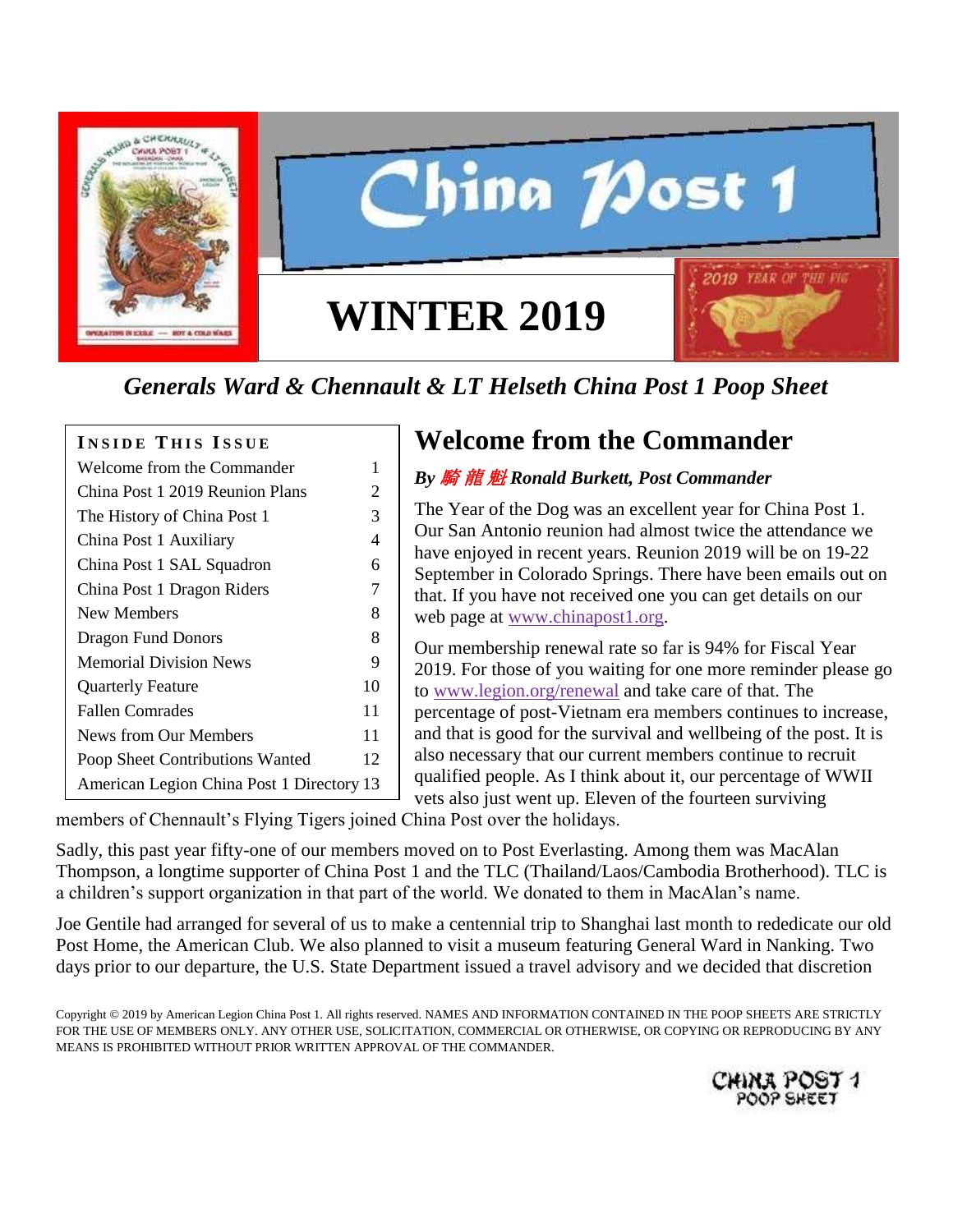# China Post 1

# WINTER 2019

2019 YEAR OF THE PIG

*Generals Ward & Chennault & LT Helseth China Post 1 Poop Sheet*

**INSIDE THIS ISSUE**

| | |
|---|---|
| Welcome from the Commander | 1 |
| China Post 1 2019 Reunion Plans | 2 |
| The History of China Post 1 | 3 |
| China Post 1 Auxiliary | 4 |
| China Post 1 SAL Squadron | 6 |
| China Post 1 Dragon Riders | 7 |
| New Members | 8 |
| Dragon Fund Donors | 8 |
| Memorial Division News | 9 |
| Quarterly Feature | 10 |
| Fallen Comrades | 11 |
| News from Our Members | 11 |
| Poop Sheet Contributions Wanted | 12 |
| American Legion China Post 1 Directory | 13 |

## Welcome from the Commander

***By 騎龍魁 Ronald Burkett, Post Commander***

The Year of the Dog was an excellent year for China Post 1. Our San Antonio reunion had almost twice the attendance we have enjoyed in recent years. Reunion 2019 will be on 19-22 September in Colorado Springs. There have been emails out on that. If you have not received one you can get details on our web page at www.chinapost1.org.

Our membership renewal rate so far is 94% for Fiscal Year 2019. For those of you waiting for one more reminder please go to www.legion.org/renewal and take care of that. The percentage of post-Vietnam era members continues to increase, and that is good for the survival and wellbeing of the post. It is also necessary that our current members continue to recruit qualified people. As I think about it, our percentage of WWII vets also just went up. Eleven of the fourteen surviving members of Chennault's Flying Tigers joined China Post over the holidays.

Sadly, this past year fifty-one of our members moved on to Post Everlasting. Among them was MacAlan Thompson, a longtime supporter of China Post 1 and the TLC (Thailand/Laos/Cambodia Brotherhood). TLC is a children's support organization in that part of the world. We donated to them in MacAlan's name.

Joe Gentile had arranged for several of us to make a centennial trip to Shanghai last month to rededicate our old Post Home, the American Club. We also planned to visit a museum featuring General Ward in Nanking. Two days prior to our departure, the U.S. State Department issued a travel advisory and we decided that discretion

Copyright © 2019 by American Legion China Post 1. All rights reserved. NAMES AND INFORMATION CONTAINED IN THE POOP SHEETS ARE STRICTLY FOR THE USE OF MEMBERS ONLY. ANY OTHER USE, SOLICITATION, COMMERCIAL OR OTHERWISE, OR COPYING OR REPRODUCING BY ANY MEANS IS PROHIBITED WITHOUT PRIOR WRITTEN APPROVAL OF THE COMMANDER.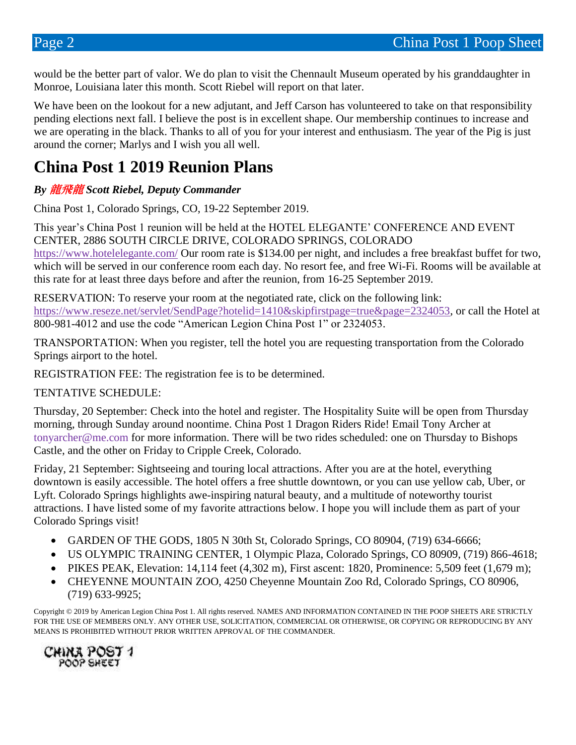would be the better part of valor. We do plan to visit the Chennault Museum operated by his granddaughter in Monroe, Louisiana later this month. Scott Riebel will report on that later.

We have been on the lookout for a new adjutant, and Jeff Carson has volunteered to take on that responsibility pending elections next fall. I believe the post is in excellent shape. Our membership continues to increase and we are operating in the black. Thanks to all of you for your interest and enthusiasm. The year of the Pig is just around the corner; Marlys and I wish you all well.

## China Post 1 2019 Reunion Plans

***By 龍飛龍 Scott Riebel, Deputy Commander***

China Post 1, Colorado Springs, CO, 19-22 September 2019.

This year's China Post 1 reunion will be held at the HOTEL ELEGANTE' CONFERENCE AND EVENT CENTER, 2886 SOUTH CIRCLE DRIVE, COLORADO SPRINGS, COLORADO https://www.hotelelegante.com/ Our room rate is $134.00 per night, and includes a free breakfast buffet for two, which will be served in our conference room each day. No resort fee, and free Wi-Fi. Rooms will be available at this rate for at least three days before and after the reunion, from 16-25 September 2019.

RESERVATION: To reserve your room at the negotiated rate, click on the following link: https://www.reseze.net/servlet/SendPage?hotelid=1410&skipfirstpage=true&page=2324053, or call the Hotel at 800-981-4012 and use the code "American Legion China Post 1" or 2324053.

TRANSPORTATION: When you register, tell the hotel you are requesting transportation from the Colorado Springs airport to the hotel.

REGISTRATION FEE: The registration fee is to be determined.

TENTATIVE SCHEDULE:

Thursday, 20 September: Check into the hotel and register. The Hospitality Suite will be open from Thursday morning, through Sunday around noontime. China Post 1 Dragon Riders Ride! Email Tony Archer at tonyarcher@me.com for more information. There will be two rides scheduled: one on Thursday to Bishops Castle, and the other on Friday to Cripple Creek, Colorado.

Friday, 21 September: Sightseeing and touring local attractions. After you are at the hotel, everything downtown is easily accessible. The hotel offers a free shuttle downtown, or you can use yellow cab, Uber, or Lyft. Colorado Springs highlights awe-inspiring natural beauty, and a multitude of noteworthy tourist attractions. I have listed some of my favorite attractions below. I hope you will include them as part of your Colorado Springs visit!

- GARDEN OF THE GODS, 1805 N 30th St, Colorado Springs, CO 80904, (719) 634-6666;
- US OLYMPIC TRAINING CENTER, 1 Olympic Plaza, Colorado Springs, CO 80909, (719) 866-4618;
- PIKES PEAK, Elevation: 14,114 feet (4,302 m), First ascent: 1820, Prominence: 5,509 feet (1,679 m);
- CHEYENNE MOUNTAIN ZOO, 4250 Cheyenne Mountain Zoo Rd, Colorado Springs, CO 80906, (719) 633-9925;

Copyright © 2019 by American Legion China Post 1. All rights reserved. NAMES AND INFORMATION CONTAINED IN THE POOP SHEETS ARE STRICTLY FOR THE USE OF MEMBERS ONLY. ANY OTHER USE, SOLICITATION, COMMERCIAL OR OTHERWISE, OR COPYING OR REPRODUCING BY ANY MEANS IS PROHIBITED WITHOUT PRIOR WRITTEN APPROVAL OF THE COMMANDER.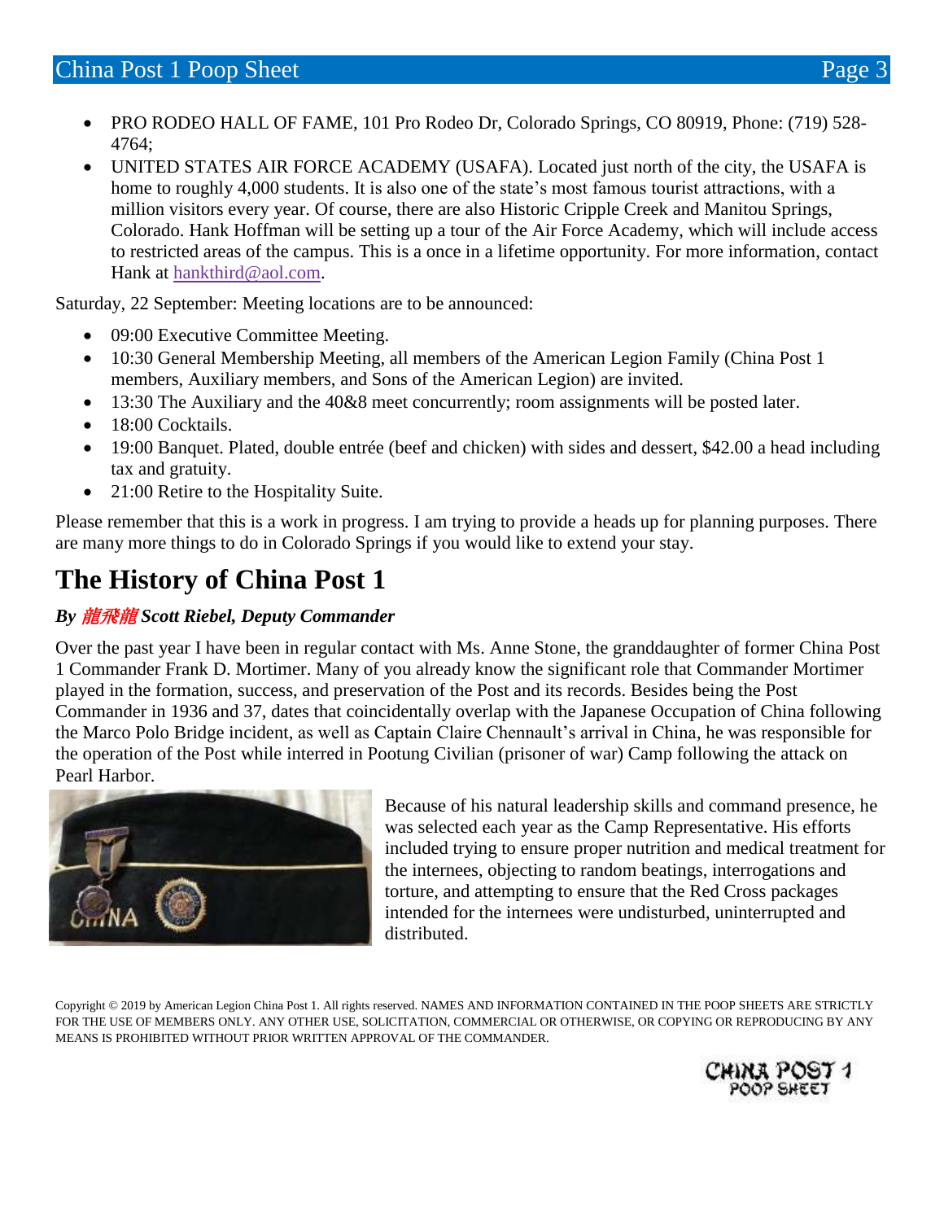- PRO RODEO HALL OF FAME, 101 Pro Rodeo Dr, Colorado Springs, CO 80919, Phone: (719) 528-4764;
- UNITED STATES AIR FORCE ACADEMY (USAFA). Located just north of the city, the USAFA is home to roughly 4,000 students. It is also one of the state's most famous tourist attractions, with a million visitors every year. Of course, there are also Historic Cripple Creek and Manitou Springs, Colorado. Hank Hoffman will be setting up a tour of the Air Force Academy, which will include access to restricted areas of the campus. This is a once in a lifetime opportunity. For more information, contact Hank at hankthird@aol.com.

Saturday, 22 September: Meeting locations are to be announced:

- 09:00 Executive Committee Meeting.
- 10:30 General Membership Meeting, all members of the American Legion Family (China Post 1 members, Auxiliary members, and Sons of the American Legion) are invited.
- 13:30 The Auxiliary and the 40&8 meet concurrently; room assignments will be posted later.
- 18:00 Cocktails.
- 19:00 Banquet. Plated, double entrée (beef and chicken) with sides and dessert, $42.00 a head including tax and gratuity.
- 21:00 Retire to the Hospitality Suite.

Please remember that this is a work in progress. I am trying to provide a heads up for planning purposes. There are many more things to do in Colorado Springs if you would like to extend your stay.

# The History of China Post 1

***By 龍飛龍 Scott Riebel, Deputy Commander***

Over the past year I have been in regular contact with Ms. Anne Stone, the granddaughter of former China Post 1 Commander Frank D. Mortimer. Many of you already know the significant role that Commander Mortimer played in the formation, success, and preservation of the Post and its records. Besides being the Post Commander in 1936 and 37, dates that coincidentally overlap with the Japanese Occupation of China following the Marco Polo Bridge incident, as well as Captain Claire Chennault's arrival in China, he was responsible for the operation of the Post while interred in Pootung Civilian (prisoner of war) Camp following the attack on Pearl Harbor.

Because of his natural leadership skills and command presence, he was selected each year as the Camp Representative. His efforts included trying to ensure proper nutrition and medical treatment for the internees, objecting to random beatings, interrogations and torture, and attempting to ensure that the Red Cross packages intended for the internees were undisturbed, uninterrupted and distributed.

Copyright © 2019 by American Legion China Post 1. All rights reserved. NAMES AND INFORMATION CONTAINED IN THE POOP SHEETS ARE STRICTLY FOR THE USE OF MEMBERS ONLY. ANY OTHER USE, SOLICITATION, COMMERCIAL OR OTHERWISE, OR COPYING OR REPRODUCING BY ANY MEANS IS PROHIBITED WITHOUT PRIOR WRITTEN APPROVAL OF THE COMMANDER.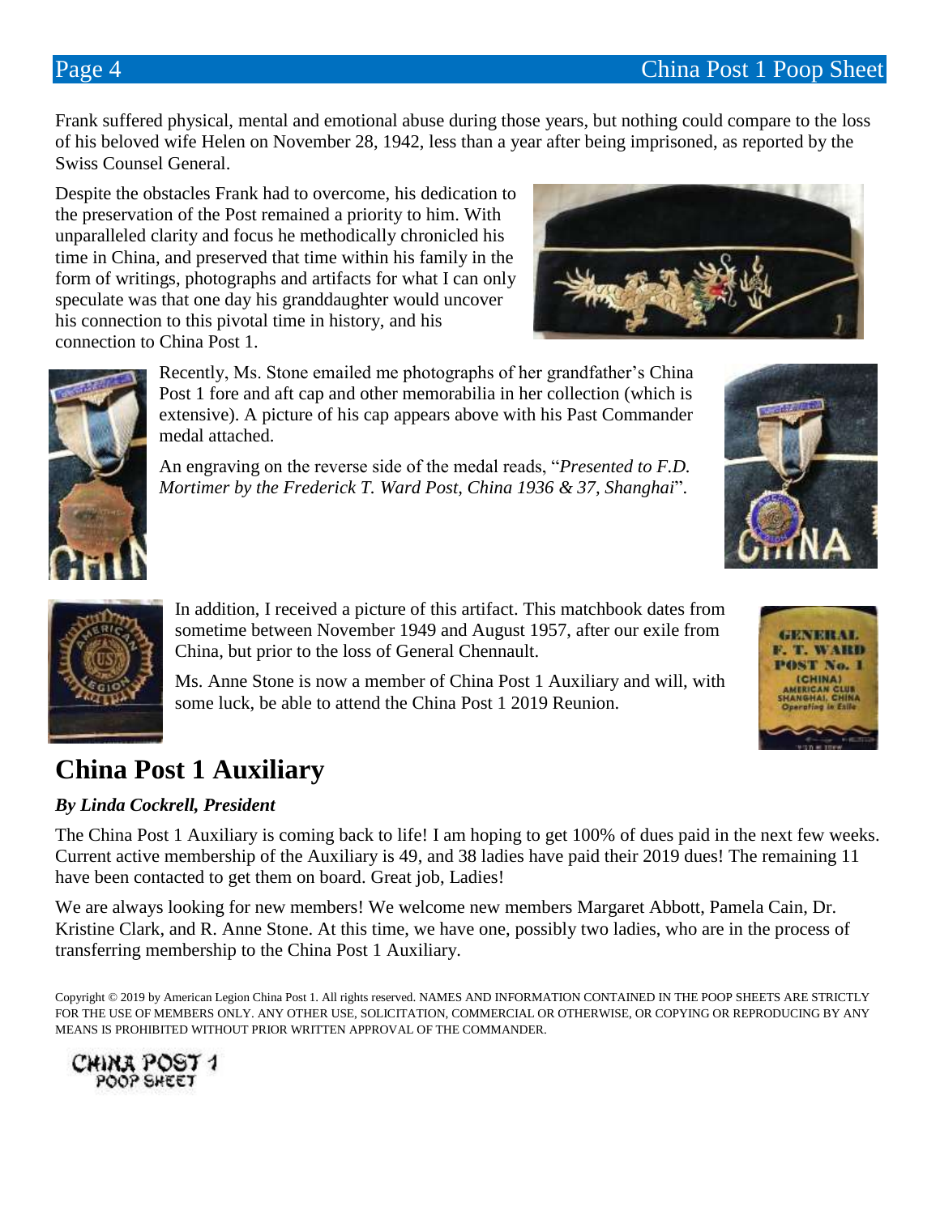Frank suffered physical, mental and emotional abuse during those years, but nothing could compare to the loss of his beloved wife Helen on November 28, 1942, less than a year after being imprisoned, as reported by the Swiss Counsel General.

Despite the obstacles Frank had to overcome, his dedication to the preservation of the Post remained a priority to him. With unparalleled clarity and focus he methodically chronicled his time in China, and preserved that time within his family in the form of writings, photographs and artifacts for what I can only speculate was that one day his granddaughter would uncover his connection to this pivotal time in history, and his connection to China Post 1.

Recently, Ms. Stone emailed me photographs of her grandfather's China Post 1 fore and aft cap and other memorabilia in her collection (which is extensive). A picture of his cap appears above with his Past Commander medal attached.

An engraving on the reverse side of the medal reads, "*Presented to F.D. Mortimer by the Frederick T. Ward Post, China 1936 & 37, Shanghai*".

In addition, I received a picture of this artifact. This matchbook dates from sometime between November 1949 and August 1957, after our exile from China, but prior to the loss of General Chennault.

Ms. Anne Stone is now a member of China Post 1 Auxiliary and will, with some luck, be able to attend the China Post 1 2019 Reunion.

## China Post 1 Auxiliary

***By Linda Cockrell, President***

The China Post 1 Auxiliary is coming back to life! I am hoping to get 100% of dues paid in the next few weeks. Current active membership of the Auxiliary is 49, and 38 ladies have paid their 2019 dues! The remaining 11 have been contacted to get them on board. Great job, Ladies!

We are always looking for new members! We welcome new members Margaret Abbott, Pamela Cain, Dr. Kristine Clark, and R. Anne Stone. At this time, we have one, possibly two ladies, who are in the process of transferring membership to the China Post 1 Auxiliary.

Copyright © 2019 by American Legion China Post 1. All rights reserved. NAMES AND INFORMATION CONTAINED IN THE POOP SHEETS ARE STRICTLY FOR THE USE OF MEMBERS ONLY. ANY OTHER USE, SOLICITATION, COMMERCIAL OR OTHERWISE, OR COPYING OR REPRODUCING BY ANY MEANS IS PROHIBITED WITHOUT PRIOR WRITTEN APPROVAL OF THE COMMANDER.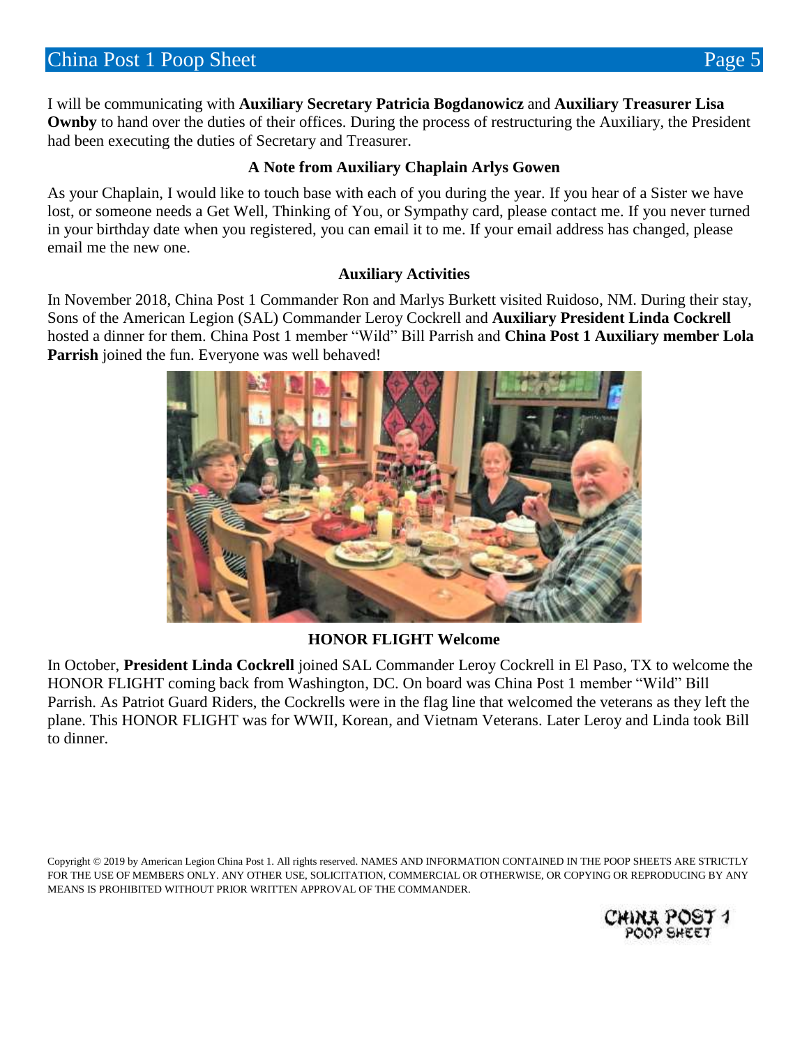I will be communicating with **Auxiliary Secretary Patricia Bogdanowicz** and **Auxiliary Treasurer Lisa Ownby** to hand over the duties of their offices. During the process of restructuring the Auxiliary, the President had been executing the duties of Secretary and Treasurer.

### A Note from Auxiliary Chaplain Arlys Gowen

As your Chaplain, I would like to touch base with each of you during the year. If you hear of a Sister we have lost, or someone needs a Get Well, Thinking of You, or Sympathy card, please contact me. If you never turned in your birthday date when you registered, you can email it to me. If your email address has changed, please email me the new one.

### Auxiliary Activities

In November 2018, China Post 1 Commander Ron and Marlys Burkett visited Ruidoso, NM. During their stay, Sons of the American Legion (SAL) Commander Leroy Cockrell and **Auxiliary President Linda Cockrell** hosted a dinner for them. China Post 1 member "Wild" Bill Parrish and **China Post 1 Auxiliary member Lola Parrish** joined the fun. Everyone was well behaved!

### HONOR FLIGHT Welcome

In October, **President Linda Cockrell** joined SAL Commander Leroy Cockrell in El Paso, TX to welcome the HONOR FLIGHT coming back from Washington, DC. On board was China Post 1 member "Wild" Bill Parrish. As Patriot Guard Riders, the Cockrells were in the flag line that welcomed the veterans as they left the plane. This HONOR FLIGHT was for WWII, Korean, and Vietnam Veterans. Later Leroy and Linda took Bill to dinner.

Copyright © 2019 by American Legion China Post 1. All rights reserved. NAMES AND INFORMATION CONTAINED IN THE POOP SHEETS ARE STRICTLY FOR THE USE OF MEMBERS ONLY. ANY OTHER USE, SOLICITATION, COMMERCIAL OR OTHERWISE, OR COPYING OR REPRODUCING BY ANY MEANS IS PROHIBITED WITHOUT PRIOR WRITTEN APPROVAL OF THE COMMANDER.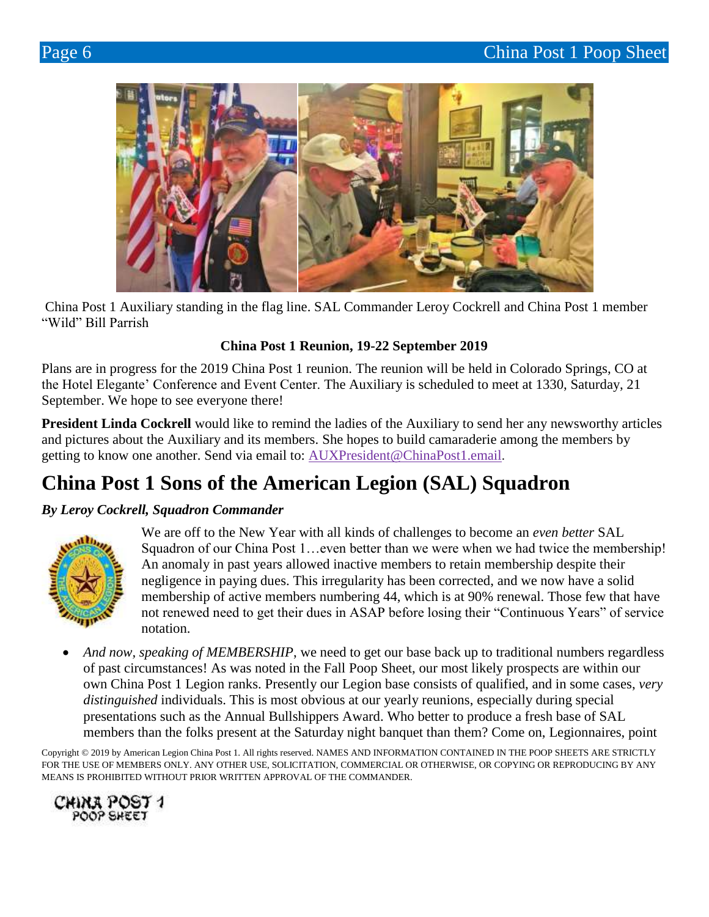China Post 1 Auxiliary standing in the flag line. SAL Commander Leroy Cockrell and China Post 1 member "Wild" Bill Parrish

**China Post 1 Reunion, 19-22 September 2019**

Plans are in progress for the 2019 China Post 1 reunion. The reunion will be held in Colorado Springs, CO at the Hotel Elegante' Conference and Event Center. The Auxiliary is scheduled to meet at 1330, Saturday, 21 September. We hope to see everyone there!

**President Linda Cockrell** would like to remind the ladies of the Auxiliary to send her any newsworthy articles and pictures about the Auxiliary and its members. She hopes to build camaraderie among the members by getting to know one another. Send via email to: AUXPresident@ChinaPost1.email.

# China Post 1 Sons of the American Legion (SAL) Squadron

***By Leroy Cockrell, Squadron Commander***

We are off to the New Year with all kinds of challenges to become an *even better* SAL Squadron of our China Post 1…even better than we were when we had twice the membership! An anomaly in past years allowed inactive members to retain membership despite their negligence in paying dues. This irregularity has been corrected, and we now have a solid membership of active members numbering 44, which is at 90% renewal. Those few that have not renewed need to get their dues in ASAP before losing their "Continuous Years" of service notation.

- *And now, speaking of MEMBERSHIP*, we need to get our base back up to traditional numbers regardless of past circumstances! As was noted in the Fall Poop Sheet, our most likely prospects are within our own China Post 1 Legion ranks. Presently our Legion base consists of qualified, and in some cases, *very distinguished* individuals. This is most obvious at our yearly reunions, especially during special presentations such as the Annual Bullshippers Award. Who better to produce a fresh base of SAL members than the folks present at the Saturday night banquet than them? Come on, Legionnaires, point

Copyright © 2019 by American Legion China Post 1. All rights reserved. NAMES AND INFORMATION CONTAINED IN THE POOP SHEETS ARE STRICTLY FOR THE USE OF MEMBERS ONLY. ANY OTHER USE, SOLICITATION, COMMERCIAL OR OTHERWISE, OR COPYING OR REPRODUCING BY ANY MEANS IS PROHIBITED WITHOUT PRIOR WRITTEN APPROVAL OF THE COMMANDER.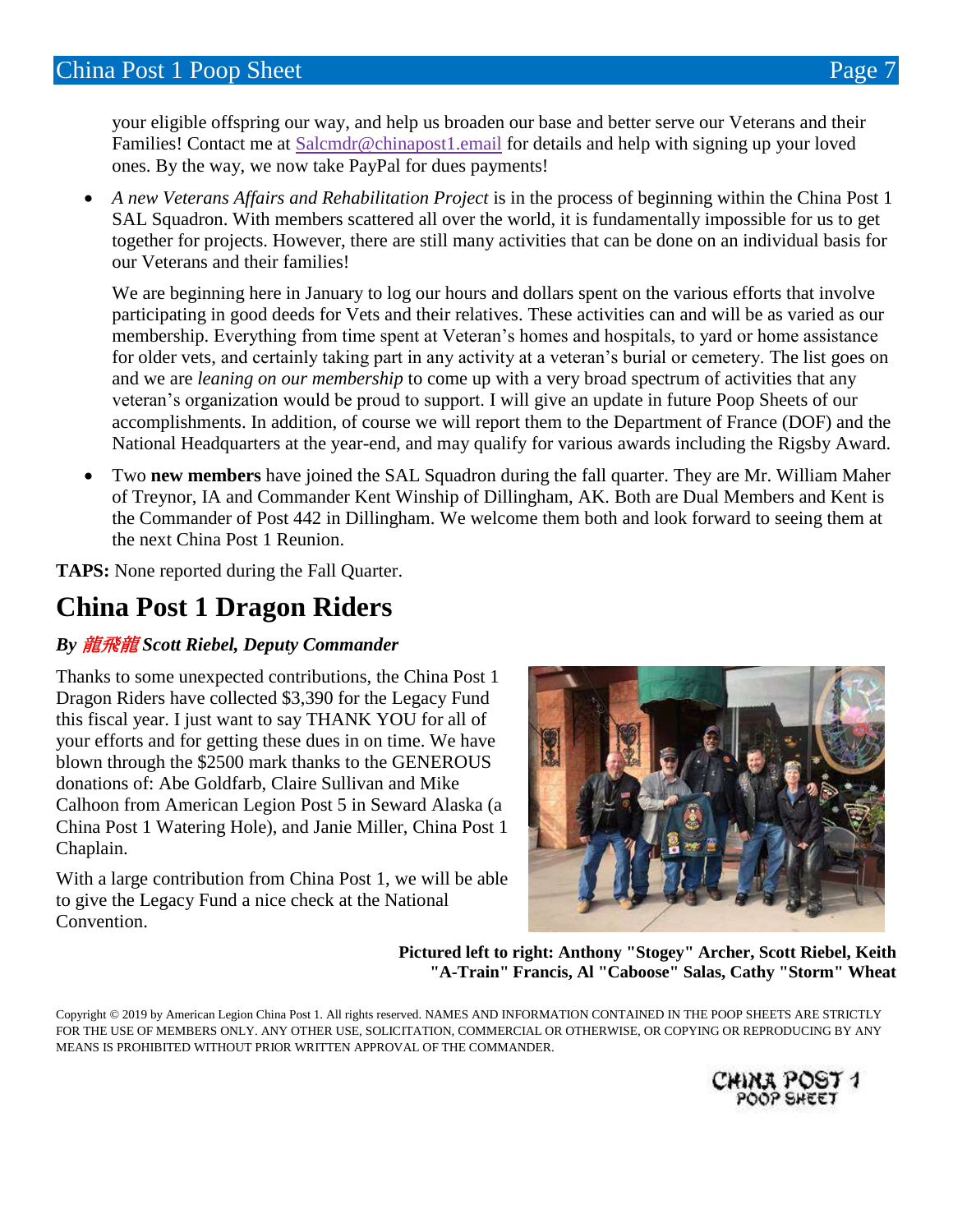your eligible offspring our way, and help us broaden our base and better serve our Veterans and their Families! Contact me at Salcmdr@chinapost1.email for details and help with signing up your loved ones. By the way, we now take PayPal for dues payments!

- *A new Veterans Affairs and Rehabilitation Project* is in the process of beginning within the China Post 1 SAL Squadron. With members scattered all over the world, it is fundamentally impossible for us to get together for projects. However, there are still many activities that can be done on an individual basis for our Veterans and their families!

  We are beginning here in January to log our hours and dollars spent on the various efforts that involve participating in good deeds for Vets and their relatives. These activities can and will be as varied as our membership. Everything from time spent at Veteran's homes and hospitals, to yard or home assistance for older vets, and certainly taking part in any activity at a veteran's burial or cemetery. The list goes on and we are *leaning on our membership* to come up with a very broad spectrum of activities that any veteran's organization would be proud to support. I will give an update in future Poop Sheets of our accomplishments. In addition, of course we will report them to the Department of France (DOF) and the National Headquarters at the year-end, and may qualify for various awards including the Rigsby Award.

- Two **new members** have joined the SAL Squadron during the fall quarter. They are Mr. William Maher of Treynor, IA and Commander Kent Winship of Dillingham, AK. Both are Dual Members and Kent is the Commander of Post 442 in Dillingham. We welcome them both and look forward to seeing them at the next China Post 1 Reunion.

**TAPS:** None reported during the Fall Quarter.

# China Post 1 Dragon Riders

***By 龍飛龍 Scott Riebel, Deputy Commander***

Thanks to some unexpected contributions, the China Post 1 Dragon Riders have collected $3,390 for the Legacy Fund this fiscal year. I just want to say THANK YOU for all of your efforts and for getting these dues in on time. We have blown through the $2500 mark thanks to the GENEROUS donations of: Abe Goldfarb, Claire Sullivan and Mike Calhoon from American Legion Post 5 in Seward Alaska (a China Post 1 Watering Hole), and Janie Miller, China Post 1 Chaplain.

With a large contribution from China Post 1, we will be able to give the Legacy Fund a nice check at the National Convention.

**Pictured left to right: Anthony "Stogey" Archer, Scott Riebel, Keith "A-Train" Francis, Al "Caboose" Salas, Cathy "Storm" Wheat**

Copyright © 2019 by American Legion China Post 1. All rights reserved. NAMES AND INFORMATION CONTAINED IN THE POOP SHEETS ARE STRICTLY FOR THE USE OF MEMBERS ONLY. ANY OTHER USE, SOLICITATION, COMMERCIAL OR OTHERWISE, OR COPYING OR REPRODUCING BY ANY MEANS IS PROHIBITED WITHOUT PRIOR WRITTEN APPROVAL OF THE COMMANDER.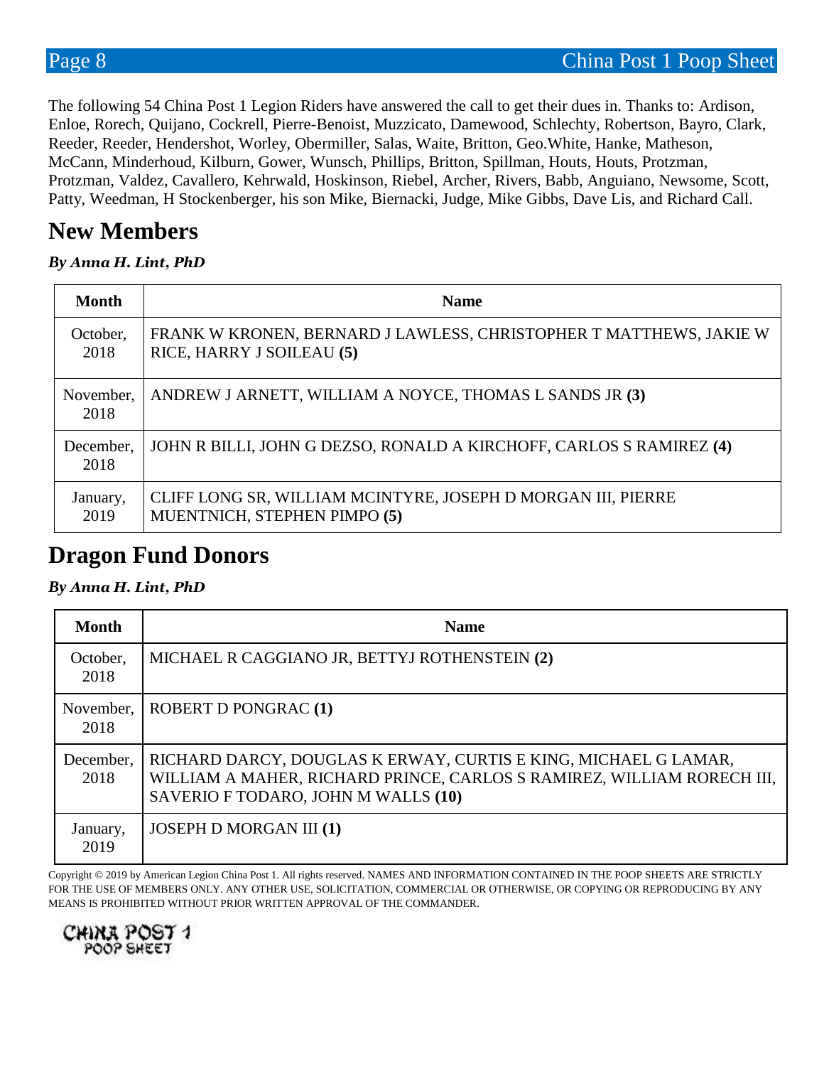The following 54 China Post 1 Legion Riders have answered the call to get their dues in. Thanks to: Ardison, Enloe, Rorech, Quijano, Cockrell, Pierre-Benoist, Muzzicato, Damewood, Schlechty, Robertson, Bayro, Clark, Reeder, Reeder, Hendershot, Worley, Obermiller, Salas, Waite, Britton, Geo.White, Hanke, Matheson, McCann, Minderhoud, Kilburn, Gower, Wunsch, Phillips, Britton, Spillman, Houts, Houts, Protzman, Protzman, Valdez, Cavallero, Kehrwald, Hoskinson, Riebel, Archer, Rivers, Babb, Anguiano, Newsome, Scott, Patty, Weedman, H Stockenberger, his son Mike, Biernacki, Judge, Mike Gibbs, Dave Lis, and Richard Call.

## New Members

***By Anna H. Lint, PhD***

| Month | Name |
|---|---|
| October, 2018 | FRANK W KRONEN, BERNARD J LAWLESS, CHRISTOPHER T MATTHEWS, JAKIE W RICE, HARRY J SOILEAU **(5)** |
| November, 2018 | ANDREW J ARNETT, WILLIAM A NOYCE, THOMAS L SANDS JR **(3)** |
| December, 2018 | JOHN R BILLI, JOHN G DEZSO, RONALD A KIRCHOFF, CARLOS S RAMIREZ **(4)** |
| January, 2019 | CLIFF LONG SR, WILLIAM MCINTYRE, JOSEPH D MORGAN III, PIERRE MUENTNICH, STEPHEN PIMPO **(5)** |

## Dragon Fund Donors

***By Anna H. Lint, PhD***

| Month | Name |
|---|---|
| October, 2018 | MICHAEL R CAGGIANO JR, BETTYJ ROTHENSTEIN **(2)** |
| November, 2018 | ROBERT D PONGRAC **(1)** |
| December, 2018 | RICHARD DARCY, DOUGLAS K ERWAY, CURTIS E KING, MICHAEL G LAMAR, WILLIAM A MAHER, RICHARD PRINCE, CARLOS S RAMIREZ, WILLIAM RORECH III, SAVERIO F TODARO, JOHN M WALLS **(10)** |
| January, 2019 | JOSEPH D MORGAN III **(1)** |

Copyright © 2019 by American Legion China Post 1. All rights reserved. NAMES AND INFORMATION CONTAINED IN THE POOP SHEETS ARE STRICTLY FOR THE USE OF MEMBERS ONLY. ANY OTHER USE, SOLICITATION, COMMERCIAL OR OTHERWISE, OR COPYING OR REPRODUCING BY ANY MEANS IS PROHIBITED WITHOUT PRIOR WRITTEN APPROVAL OF THE COMMANDER.

CHINA POST 1
POOP SHEET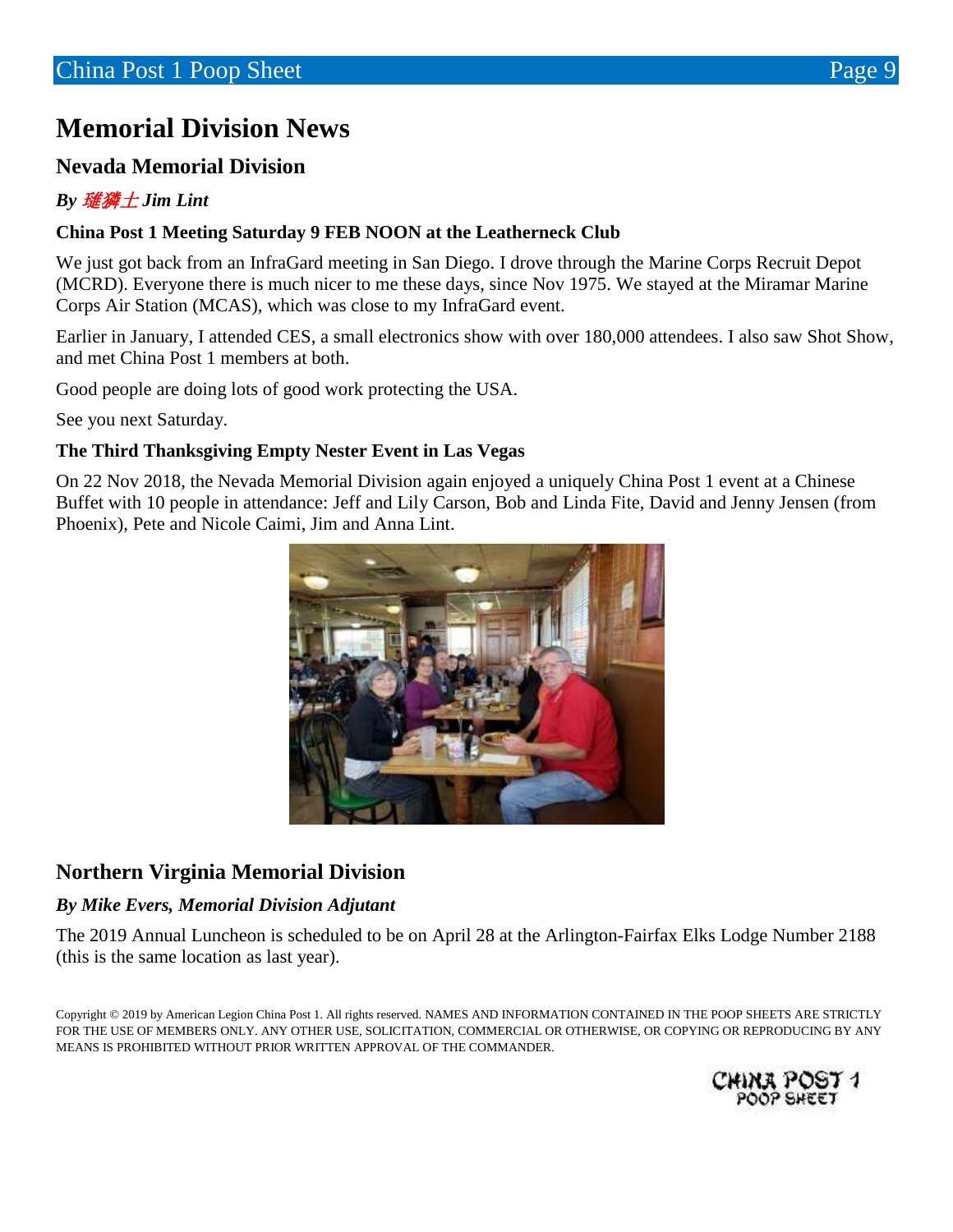# Memorial Division News

## Nevada Memorial Division

***By 璀獜士 Jim Lint***

**China Post 1 Meeting Saturday 9 FEB NOON at the Leatherneck Club**

We just got back from an InfraGard meeting in San Diego. I drove through the Marine Corps Recruit Depot (MCRD). Everyone there is much nicer to me these days, since Nov 1975. We stayed at the Miramar Marine Corps Air Station (MCAS), which was close to my InfraGard event.

Earlier in January, I attended CES, a small electronics show with over 180,000 attendees. I also saw Shot Show, and met China Post 1 members at both.

Good people are doing lots of good work protecting the USA.

See you next Saturday.

**The Third Thanksgiving Empty Nester Event in Las Vegas**

On 22 Nov 2018, the Nevada Memorial Division again enjoyed a uniquely China Post 1 event at a Chinese Buffet with 10 people in attendance: Jeff and Lily Carson, Bob and Linda Fite, David and Jenny Jensen (from Phoenix), Pete and Nicole Caimi, Jim and Anna Lint.

## Northern Virginia Memorial Division

***By Mike Evers, Memorial Division Adjutant***

The 2019 Annual Luncheon is scheduled to be on April 28 at the Arlington-Fairfax Elks Lodge Number 2188 (this is the same location as last year).

Copyright © 2019 by American Legion China Post 1. All rights reserved. NAMES AND INFORMATION CONTAINED IN THE POOP SHEETS ARE STRICTLY FOR THE USE OF MEMBERS ONLY. ANY OTHER USE, SOLICITATION, COMMERCIAL OR OTHERWISE, OR COPYING OR REPRODUCING BY ANY MEANS IS PROHIBITED WITHOUT PRIOR WRITTEN APPROVAL OF THE COMMANDER.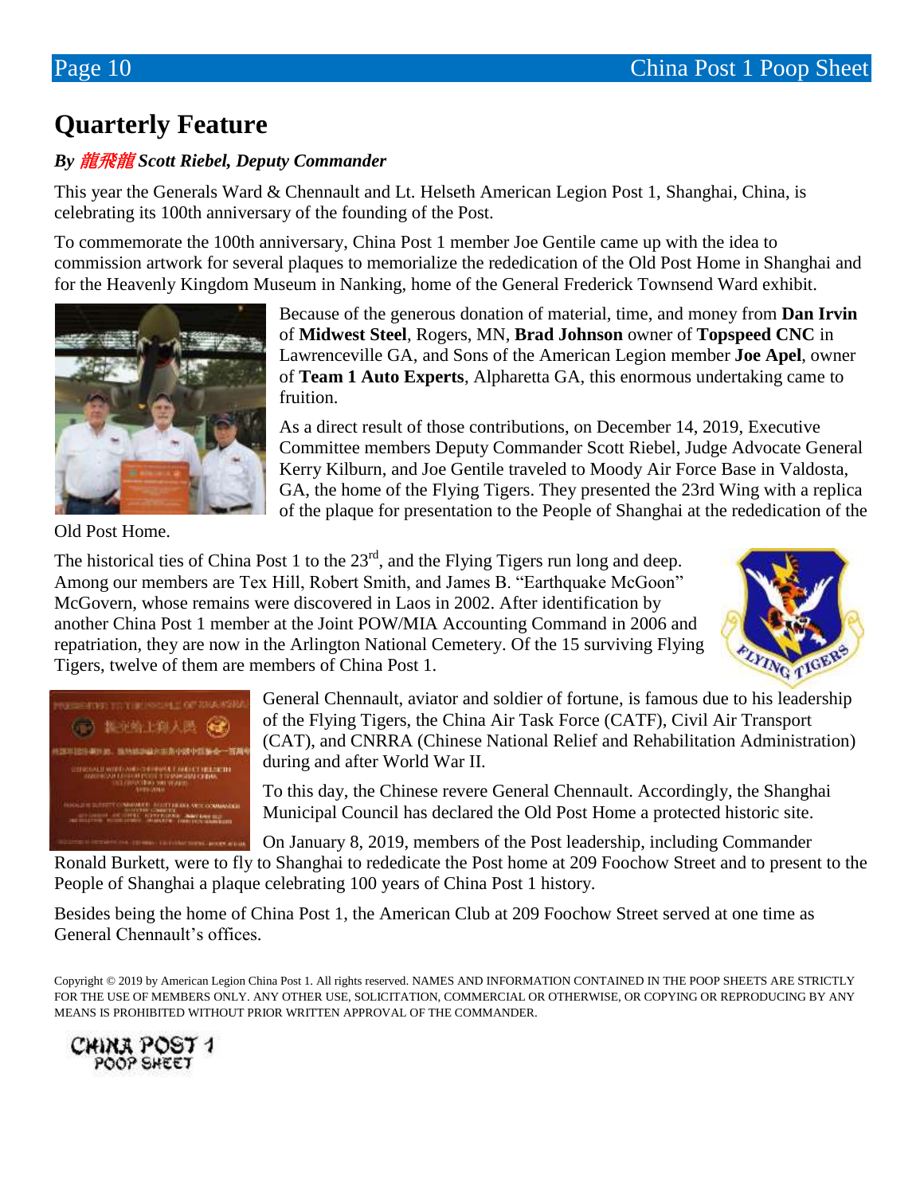## Quarterly Feature

***By 龍飛龍 Scott Riebel, Deputy Commander***

This year the Generals Ward & Chennault and Lt. Helseth American Legion Post 1, Shanghai, China, is celebrating its 100th anniversary of the founding of the Post.

To commemorate the 100th anniversary, China Post 1 member Joe Gentile came up with the idea to commission artwork for several plaques to memorialize the rededication of the Old Post Home in Shanghai and for the Heavenly Kingdom Museum in Nanking, home of the General Frederick Townsend Ward exhibit.

Because of the generous donation of material, time, and money from **Dan Irvin** of **Midwest Steel**, Rogers, MN, **Brad Johnson** owner of **Topspeed CNC** in Lawrenceville GA, and Sons of the American Legion member **Joe Apel**, owner of **Team 1 Auto Experts**, Alpharetta GA, this enormous undertaking came to fruition.

As a direct result of those contributions, on December 14, 2019, Executive Committee members Deputy Commander Scott Riebel, Judge Advocate General Kerry Kilburn, and Joe Gentile traveled to Moody Air Force Base in Valdosta, GA, the home of the Flying Tigers. They presented the 23rd Wing with a replica of the plaque for presentation to the People of Shanghai at the rededication of the Old Post Home.

The historical ties of China Post 1 to the 23rd, and the Flying Tigers run long and deep. Among our members are Tex Hill, Robert Smith, and James B. "Earthquake McGoon" McGovern, whose remains were discovered in Laos in 2002. After identification by another China Post 1 member at the Joint POW/MIA Accounting Command in 2006 and repatriation, they are now in the Arlington National Cemetery. Of the 15 surviving Flying Tigers, twelve of them are members of China Post 1.

General Chennault, aviator and soldier of fortune, is famous due to his leadership of the Flying Tigers, the China Air Task Force (CATF), Civil Air Transport (CAT), and CNRRA (Chinese National Relief and Rehabilitation Administration) during and after World War II.

To this day, the Chinese revere General Chennault. Accordingly, the Shanghai Municipal Council has declared the Old Post Home a protected historic site.

On January 8, 2019, members of the Post leadership, including Commander Ronald Burkett, were to fly to Shanghai to rededicate the Post home at 209 Foochow Street and to present to the People of Shanghai a plaque celebrating 100 years of China Post 1 history.

Besides being the home of China Post 1, the American Club at 209 Foochow Street served at one time as General Chennault's offices.

Copyright © 2019 by American Legion China Post 1. All rights reserved. NAMES AND INFORMATION CONTAINED IN THE POOP SHEETS ARE STRICTLY FOR THE USE OF MEMBERS ONLY. ANY OTHER USE, SOLICITATION, COMMERCIAL OR OTHERWISE, OR COPYING OR REPRODUCING BY ANY MEANS IS PROHIBITED WITHOUT PRIOR WRITTEN APPROVAL OF THE COMMANDER.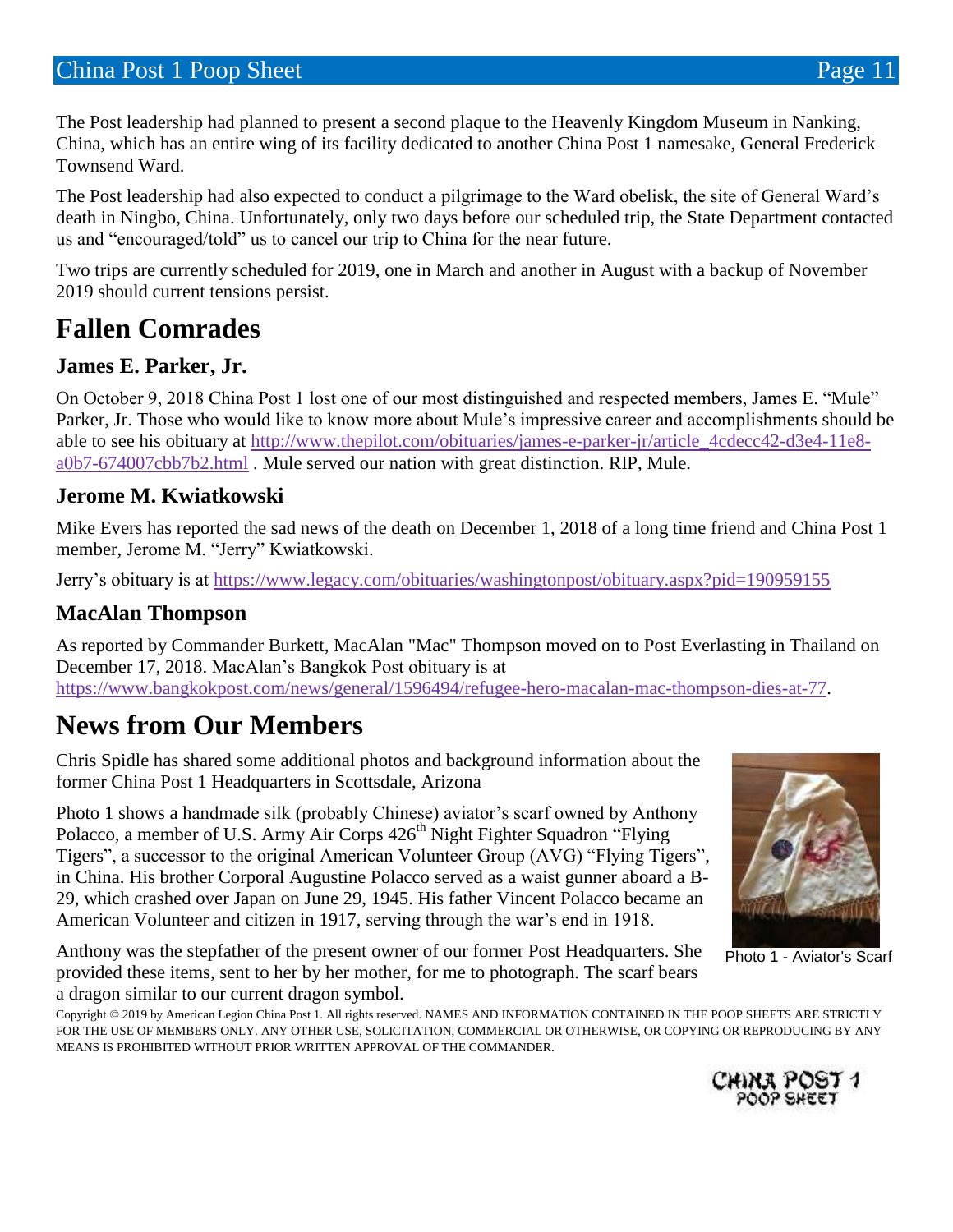The Post leadership had planned to present a second plaque to the Heavenly Kingdom Museum in Nanking, China, which has an entire wing of its facility dedicated to another China Post 1 namesake, General Frederick Townsend Ward.

The Post leadership had also expected to conduct a pilgrimage to the Ward obelisk, the site of General Ward's death in Ningbo, China. Unfortunately, only two days before our scheduled trip, the State Department contacted us and "encouraged/told" us to cancel our trip to China for the near future.

Two trips are currently scheduled for 2019, one in March and another in August with a backup of November 2019 should current tensions persist.

# Fallen Comrades

## James E. Parker, Jr.

On October 9, 2018 China Post 1 lost one of our most distinguished and respected members, James E. "Mule" Parker, Jr. Those who would like to know more about Mule's impressive career and accomplishments should be able to see his obituary at http://www.thepilot.com/obituaries/james-e-parker-jr/article_4cdecc42-d3e4-11e8-a0b7-674007cbb7b2.html . Mule served our nation with great distinction. RIP, Mule.

## Jerome M. Kwiatkowski

Mike Evers has reported the sad news of the death on December 1, 2018 of a long time friend and China Post 1 member, Jerome M. "Jerry" Kwiatkowski.

Jerry's obituary is at https://www.legacy.com/obituaries/washingtonpost/obituary.aspx?pid=190959155

## MacAlan Thompson

As reported by Commander Burkett, MacAlan "Mac" Thompson moved on to Post Everlasting in Thailand on December 17, 2018. MacAlan's Bangkok Post obituary is at https://www.bangkokpost.com/news/general/1596494/refugee-hero-macalan-mac-thompson-dies-at-77.

# News from Our Members

Chris Spidle has shared some additional photos and background information about the former China Post 1 Headquarters in Scottsdale, Arizona

Photo 1 shows a handmade silk (probably Chinese) aviator's scarf owned by Anthony Polacco, a member of U.S. Army Air Corps 426th Night Fighter Squadron "Flying Tigers", a successor to the original American Volunteer Group (AVG) "Flying Tigers", in China. His brother Corporal Augustine Polacco served as a waist gunner aboard a B-29, which crashed over Japan on June 29, 1945. His father Vincent Polacco became an American Volunteer and citizen in 1917, serving through the war's end in 1918.

Photo 1 - Aviator's Scarf

Anthony was the stepfather of the present owner of our former Post Headquarters. She provided these items, sent to her by her mother, for me to photograph. The scarf bears a dragon similar to our current dragon symbol.

Copyright © 2019 by American Legion China Post 1. All rights reserved. NAMES AND INFORMATION CONTAINED IN THE POOP SHEETS ARE STRICTLY FOR THE USE OF MEMBERS ONLY. ANY OTHER USE, SOLICITATION, COMMERCIAL OR OTHERWISE, OR COPYING OR REPRODUCING BY ANY MEANS IS PROHIBITED WITHOUT PRIOR WRITTEN APPROVAL OF THE COMMANDER.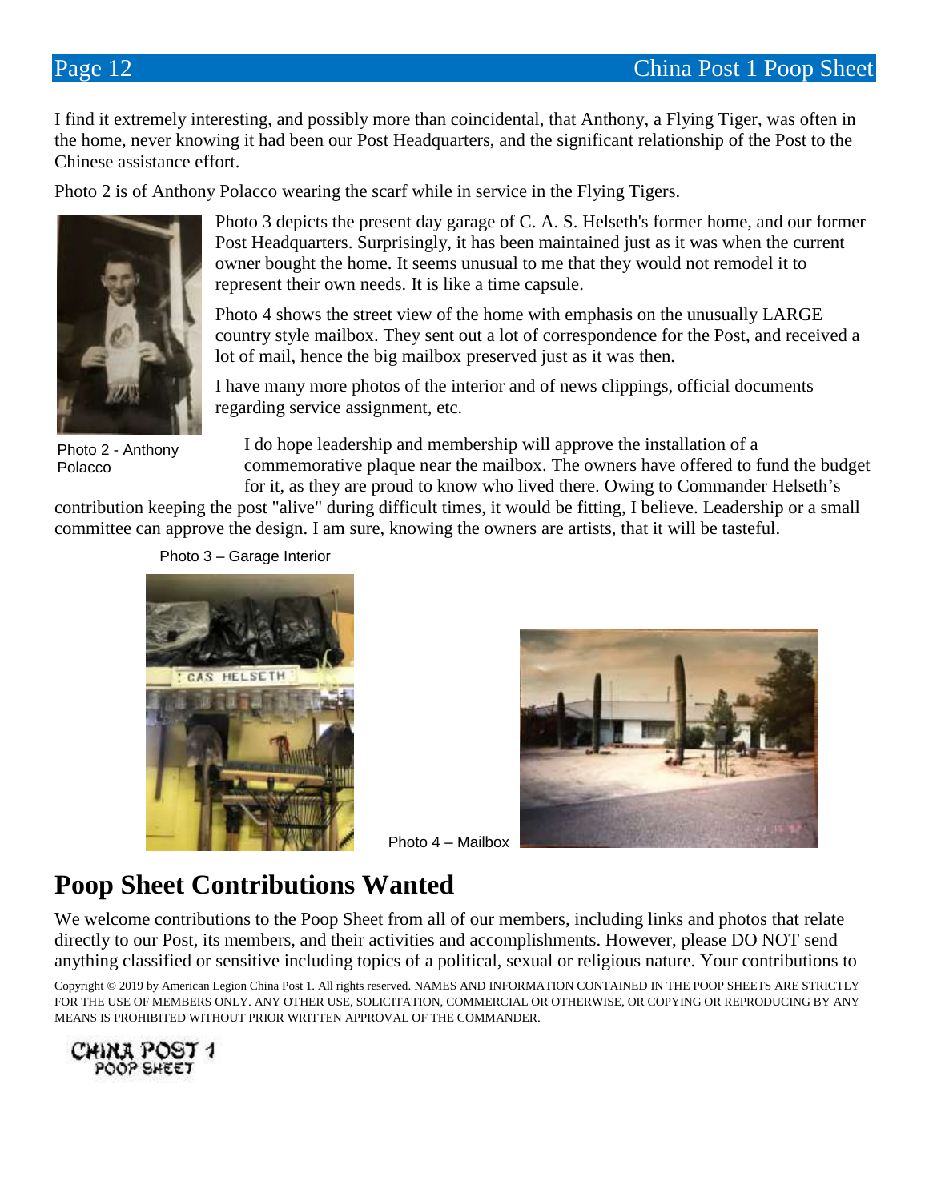I find it extremely interesting, and possibly more than coincidental, that Anthony, a Flying Tiger, was often in the home, never knowing it had been our Post Headquarters, and the significant relationship of the Post to the Chinese assistance effort.

Photo 2 is of Anthony Polacco wearing the scarf while in service in the Flying Tigers.

Photo 2 - Anthony Polacco

Photo 3 depicts the present day garage of C. A. S. Helseth's former home, and our former Post Headquarters. Surprisingly, it has been maintained just as it was when the current owner bought the home. It seems unusual to me that they would not remodel it to represent their own needs. It is like a time capsule.

Photo 4 shows the street view of the home with emphasis on the unusually LARGE country style mailbox. They sent out a lot of correspondence for the Post, and received a lot of mail, hence the big mailbox preserved just as it was then.

I have many more photos of the interior and of news clippings, official documents regarding service assignment, etc.

I do hope leadership and membership will approve the installation of a commemorative plaque near the mailbox. The owners have offered to fund the budget for it, as they are proud to know who lived there. Owing to Commander Helseth's contribution keeping the post "alive" during difficult times, it would be fitting, I believe. Leadership or a small committee can approve the design. I am sure, knowing the owners are artists, that it will be tasteful.

Photo 3 – Garage Interior

Photo 4 – Mailbox

## Poop Sheet Contributions Wanted

We welcome contributions to the Poop Sheet from all of our members, including links and photos that relate directly to our Post, its members, and their activities and accomplishments. However, please DO NOT send anything classified or sensitive including topics of a political, sexual or religious nature. Your contributions to

Copyright © 2019 by American Legion China Post 1. All rights reserved. NAMES AND INFORMATION CONTAINED IN THE POOP SHEETS ARE STRICTLY FOR THE USE OF MEMBERS ONLY. ANY OTHER USE, SOLICITATION, COMMERCIAL OR OTHERWISE, OR COPYING OR REPRODUCING BY ANY MEANS IS PROHIBITED WITHOUT PRIOR WRITTEN APPROVAL OF THE COMMANDER.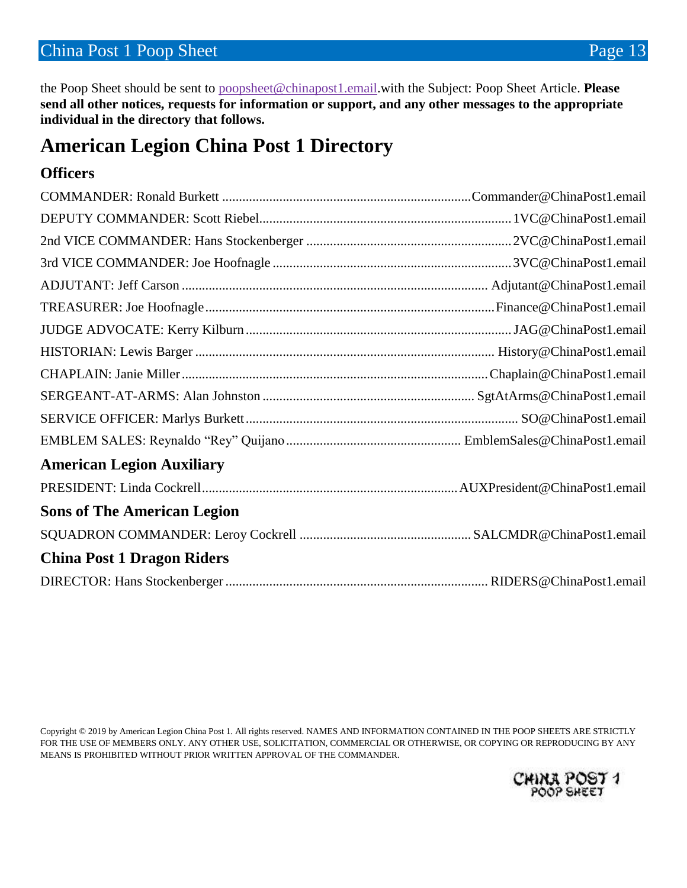the Poop Sheet should be sent to [poopsheet@chinapost1.email](mailto:poopsheet@chinapost1.email).with the Subject: Poop Sheet Article. **Please send all other notices, requests for information or support, and any other messages to the appropriate individual in the directory that follows.**

# American Legion China Post 1 Directory

## Officers

COMMANDER: Ronald Burkett .......... Commander@ChinaPost1.email

DEPUTY COMMANDER: Scott Riebel .......... 1VC@ChinaPost1.email

2nd VICE COMMANDER: Hans Stockenberger .......... 2VC@ChinaPost1.email

3rd VICE COMMANDER: Joe Hoofnagle .......... 3VC@ChinaPost1.email

ADJUTANT: Jeff Carson .......... Adjutant@ChinaPost1.email

TREASURER: Joe Hoofnagle .......... Finance@ChinaPost1.email

JUDGE ADVOCATE: Kerry Kilburn .......... JAG@ChinaPost1.email

HISTORIAN: Lewis Barger .......... History@ChinaPost1.email

CHAPLAIN: Janie Miller .......... Chaplain@ChinaPost1.email

SERGEANT-AT-ARMS: Alan Johnston .......... SgtAtArms@ChinaPost1.email

SERVICE OFFICER: Marlys Burkett .......... SO@ChinaPost1.email

EMBLEM SALES: Reynaldo "Rey" Quijano .......... EmblemSales@ChinaPost1.email

## American Legion Auxiliary

PRESIDENT: Linda Cockrell .......... AUXPresident@ChinaPost1.email

## Sons of The American Legion

SQUADRON COMMANDER: Leroy Cockrell .......... SALCMDR@ChinaPost1.email

## China Post 1 Dragon Riders

DIRECTOR: Hans Stockenberger .......... RIDERS@ChinaPost1.email

Copyright © 2019 by American Legion China Post 1. All rights reserved. NAMES AND INFORMATION CONTAINED IN THE POOP SHEETS ARE STRICTLY FOR THE USE OF MEMBERS ONLY. ANY OTHER USE, SOLICITATION, COMMERCIAL OR OTHERWISE, OR COPYING OR REPRODUCING BY ANY MEANS IS PROHIBITED WITHOUT PRIOR WRITTEN APPROVAL OF THE COMMANDER.

CHINA POST 1
POOP SHEET